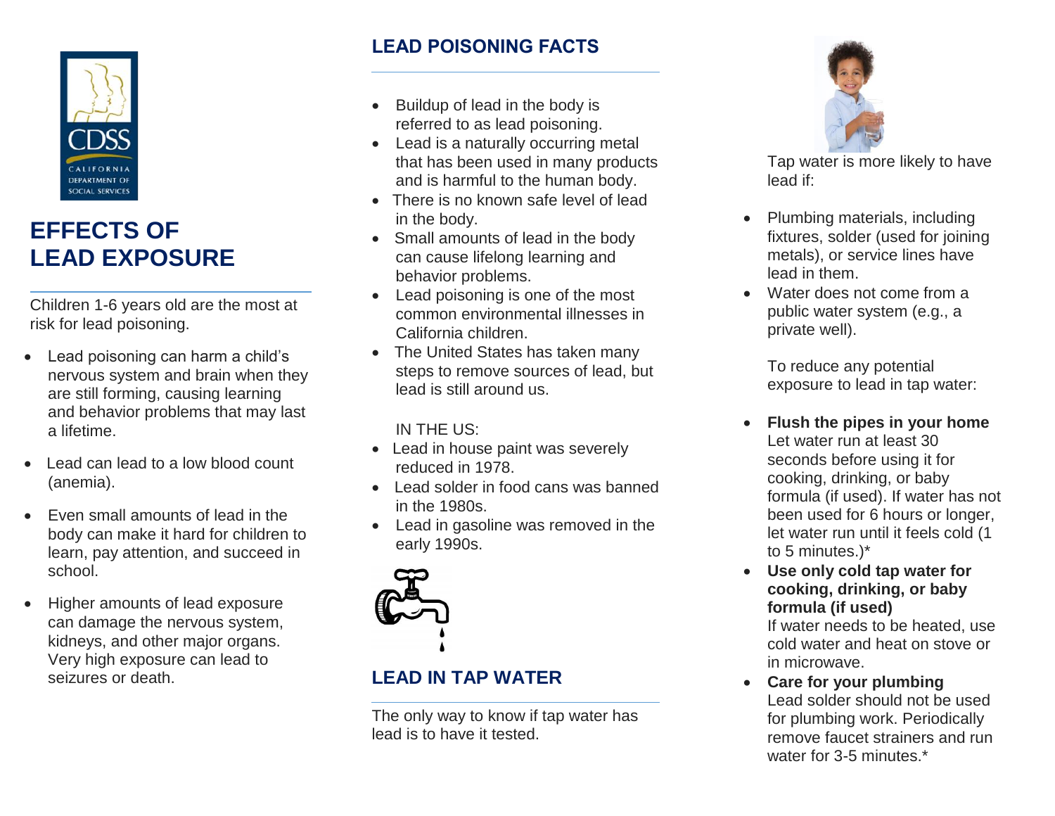CDSS
CALIFORNIA DEPARTMENT OF SOCIAL SERVICES

# EFFECTS OF LEAD EXPOSURE

Children 1-6 years old are the most at risk for lead poisoning.

- Lead poisoning can harm a child's nervous system and brain when they are still forming, causing learning and behavior problems that may last a lifetime.
- Lead can lead to a low blood count (anemia).
- Even small amounts of lead in the body can make it hard for children to learn, pay attention, and succeed in school.
- Higher amounts of lead exposure can damage the nervous system, kidneys, and other major organs. Very high exposure can lead to seizures or death.

## LEAD POISONING FACTS

- Buildup of lead in the body is referred to as lead poisoning.
- Lead is a naturally occurring metal that has been used in many products and is harmful to the human body.
- There is no known safe level of lead in the body.
- Small amounts of lead in the body can cause lifelong learning and behavior problems.
- Lead poisoning is one of the most common environmental illnesses in California children.
- The United States has taken many steps to remove sources of lead, but lead is still around us.

IN THE US:

- Lead in house paint was severely reduced in 1978.
- Lead solder in food cans was banned in the 1980s.
- Lead in gasoline was removed in the early 1990s.

## LEAD IN TAP WATER

The only way to know if tap water has lead is to have it tested.

Tap water is more likely to have lead if:

- Plumbing materials, including fixtures, solder (used for joining metals), or service lines have lead in them.
- Water does not come from a public water system (e.g., a private well).

To reduce any potential exposure to lead in tap water:

- **Flush the pipes in your home** Let water run at least 30 seconds before using it for cooking, drinking, or baby formula (if used). If water has not been used for 6 hours or longer, let water run until it feels cold (1 to 5 minutes.)*
- **Use only cold tap water for cooking, drinking, or baby formula (if used)** If water needs to be heated, use cold water and heat on stove or in microwave.
- **Care for your plumbing** Lead solder should not be used for plumbing work. Periodically remove faucet strainers and run water for 3-5 minutes.*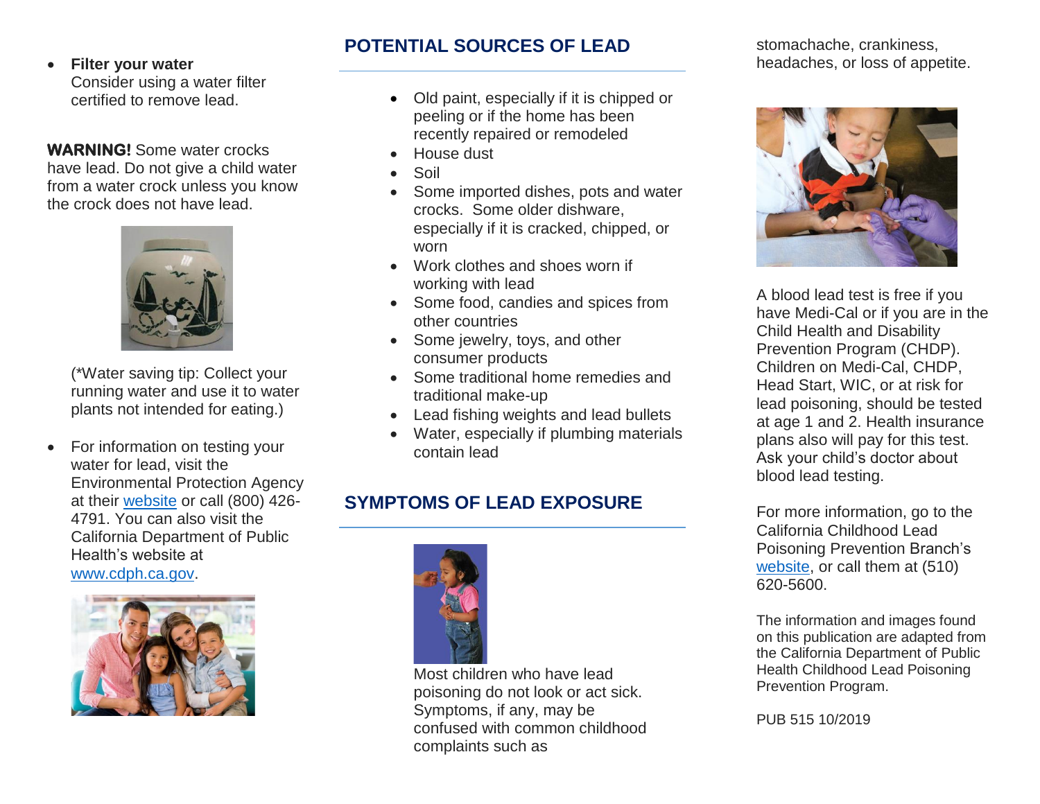- **Filter your water**
  Consider using a water filter certified to remove lead.

**WARNING!** Some water crocks have lead. Do not give a child water from a water crock unless you know the crock does not have lead.

(*Water saving tip: Collect your running water and use it to water plants not intended for eating.)

- For information on testing your water for lead, visit the Environmental Protection Agency at their website or call (800) 426-4791. You can also visit the California Department of Public Health's website at www.cdph.ca.gov.

## POTENTIAL SOURCES OF LEAD

- Old paint, especially if it is chipped or peeling or if the home has been recently repaired or remodeled
- House dust
- Soil
- Some imported dishes, pots and water crocks. Some older dishware, especially if it is cracked, chipped, or worn
- Work clothes and shoes worn if working with lead
- Some food, candies and spices from other countries
- Some jewelry, toys, and other consumer products
- Some traditional home remedies and traditional make-up
- Lead fishing weights and lead bullets
- Water, especially if plumbing materials contain lead

## SYMPTOMS OF LEAD EXPOSURE

Most children who have lead poisoning do not look or act sick. Symptoms, if any, may be confused with common childhood complaints such as stomachache, crankiness, headaches, or loss of appetite.

A blood lead test is free if you have Medi-Cal or if you are in the Child Health and Disability Prevention Program (CHDP). Children on Medi-Cal, CHDP, Head Start, WIC, or at risk for lead poisoning, should be tested at age 1 and 2. Health insurance plans also will pay for this test. Ask your child's doctor about blood lead testing.

For more information, go to the California Childhood Lead Poisoning Prevention Branch's website, or call them at (510) 620-5600.

The information and images found on this publication are adapted from the California Department of Public Health Childhood Lead Poisoning Prevention Program.

PUB 515 10/2019